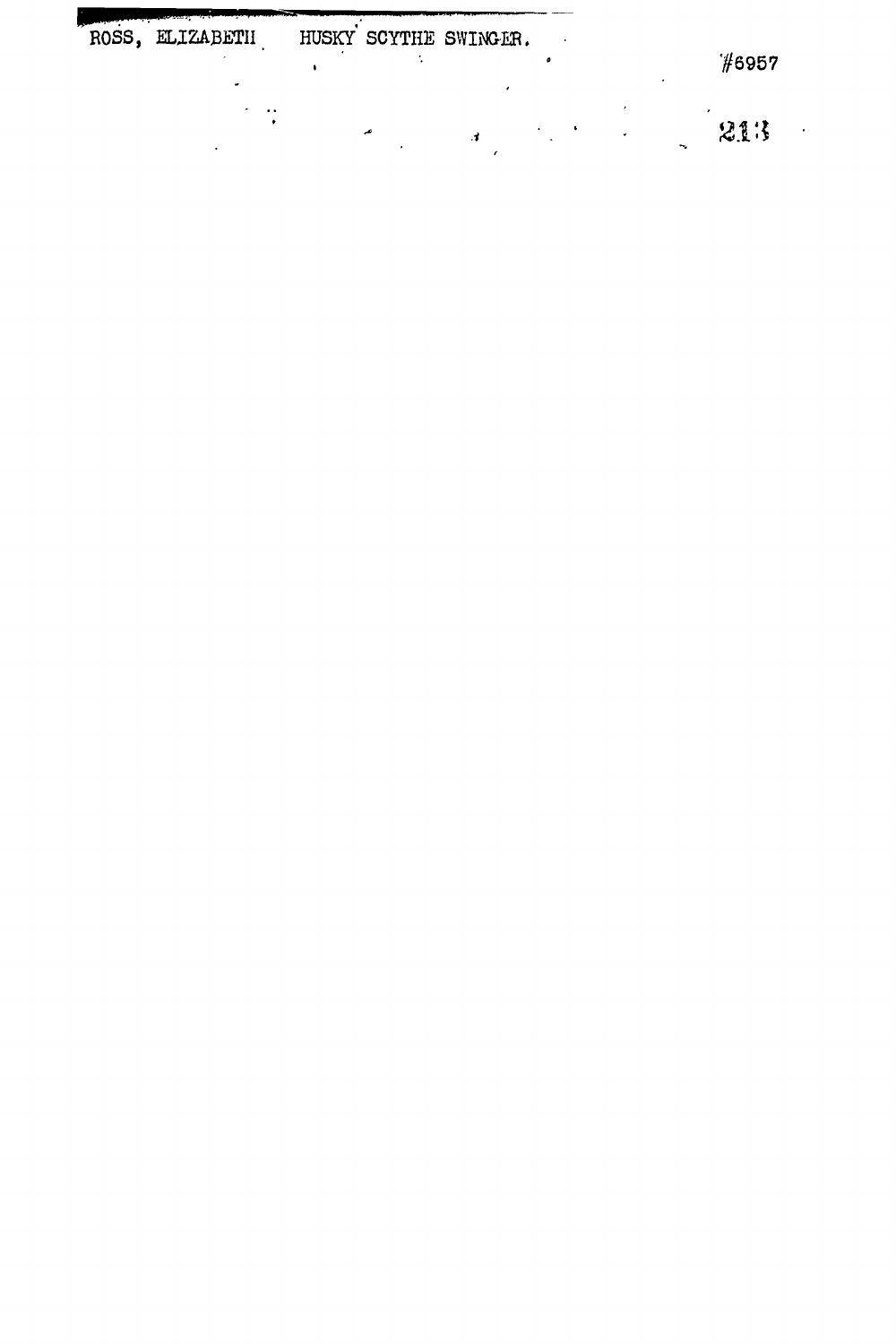ROSS, ELIZABETH HUSKY SCYTHE SWINGER.

#6957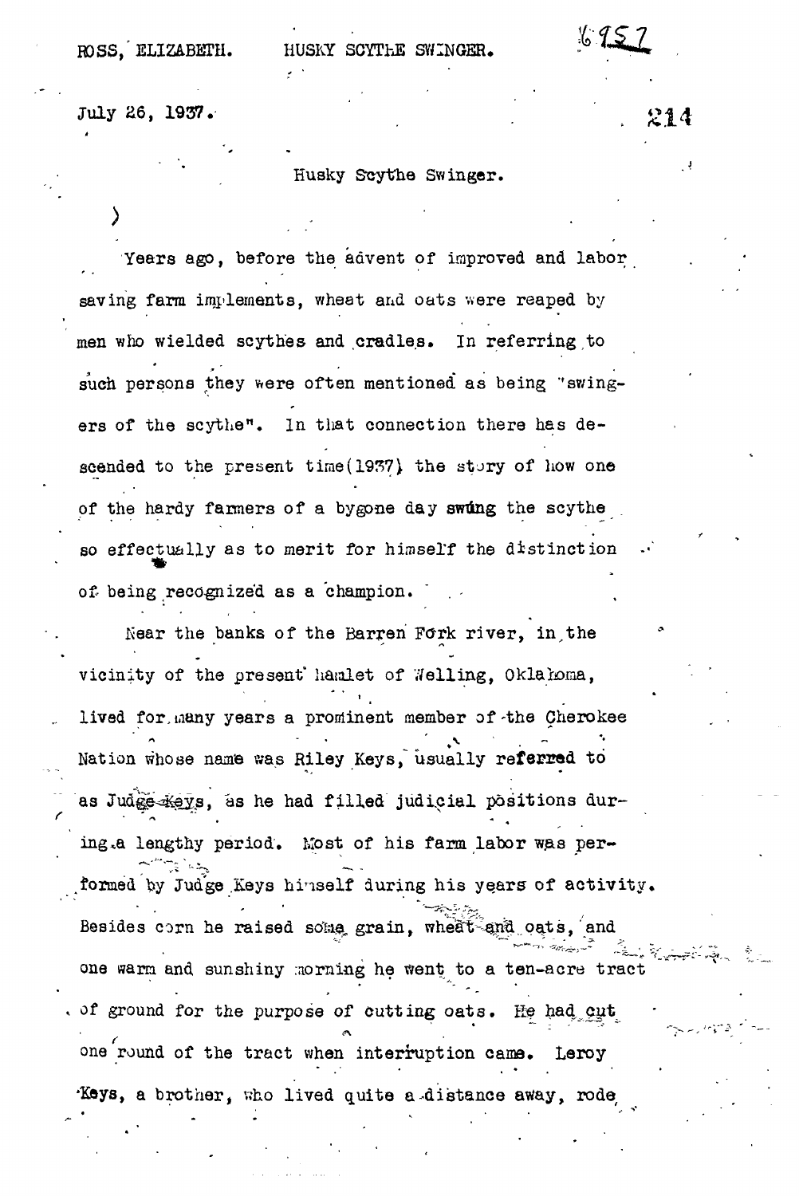ROSS, ELIZABETH. HUSKY SCYTHE SWINGER.

July 26, 1937.

# Husky Scythe Swinger.

Years ago, before the advent of improved and labor saving farm implements, wheat and oats were reaped by men who wielded scythes and cradles. In referring to such persons they were often mentioned as being "swingers of the scythe". In that connection there has descended to the present time(1937) the story of how one of the hardy farmers of a bygone day swung the scythe so effectually as to merit for himself the distinction of being recognized as a champion.

Near the banks of the Barren Fork river, in the vicinity of the present hamlet of Welling, Oklahoma, lived for many years a prominent member of the Cherokee Nation whose name was Riley Keys, usually referred to as Judge Keys, as he had filled judicial positions during a lengthy period. Most of his farm labor was performed by Judge Keys himself during his years of activity. Besides corn he raised some grain, wheat and oats, and one warm and sunshiny morning he went to a ten-acre tract of ground for the purpose of cutting oats. He had cut one round of the tract when interruption came. Leroy Keys, a brother, who lived quite a distance away, rode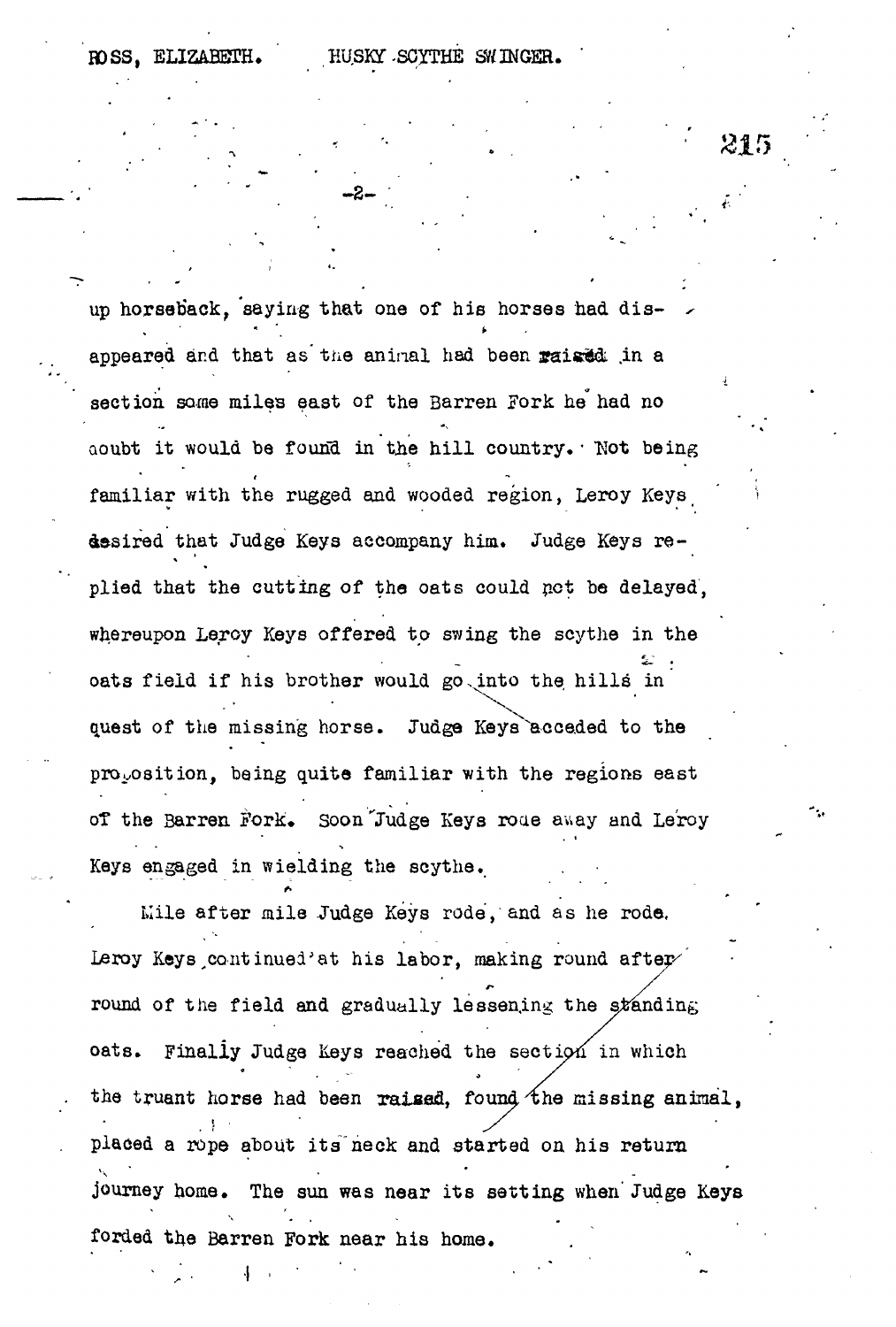up horseback, saying that one of his horses had disappeared and that as the animal had been raised in a section some miles east of the Barren Fork he had no doubt it would be found in the hill country. Not being familiar with the rugged and wooded region, Leroy Keys desired that Judge Keys accompany him. Judge Keys replied that the cutting of the oats could not be delayed, whereupon Leroy Keys offered to swing the scythe in the oats field if his brother would go into the hills in quest of the missing horse. Judge Keys acceded to the proposition, being quite familiar with the regions east of the Barren Fork. Soon Judge Keys rode away and Leroy Keys engaged in wielding the scythe.

Mile after mile Judge Keys rode, and as he rode, Leroy Keys continued at his labor, making round after round of the field and gradually lessening the standing oats. Finally Judge Keys reached the section in which the truant horse had been raised, found the missing animal, placed a rope about its neck and started on his return journey home. The sun was near its setting when Judge Keys forded the Barren Fork near his home.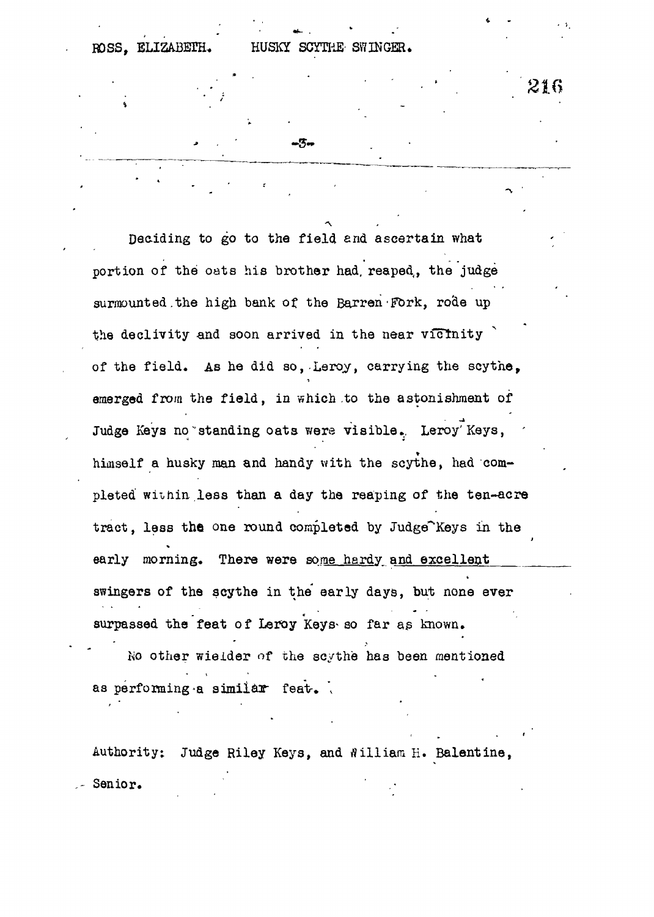Deciding to go to the field and ascertain what portion of the oats his brother had reaped, the judge surmounted the high bank of the Barren Fork, rode up the declivity and soon arrived in the near vicinity of the field. As he did so, Leroy, carrying the scythe, emerged from the field, in which to the astonishment of Judge Keys no standing oats were visible. Leroy Keys, himself a husky man and handy with the scythe, had completed within less than a day the reaping of the ten-acre tract, less the one round completed by Judge Keys in the early morning. There were some hardy and excellent swingers of the scythe in the early days, but none ever surpassed the feat of Leroy Keys so far as known.

No other wielder of the scythe has been mentioned as performing a similar feat.

Authority: Judge Riley Keys, and William H. Balentine, Senior.